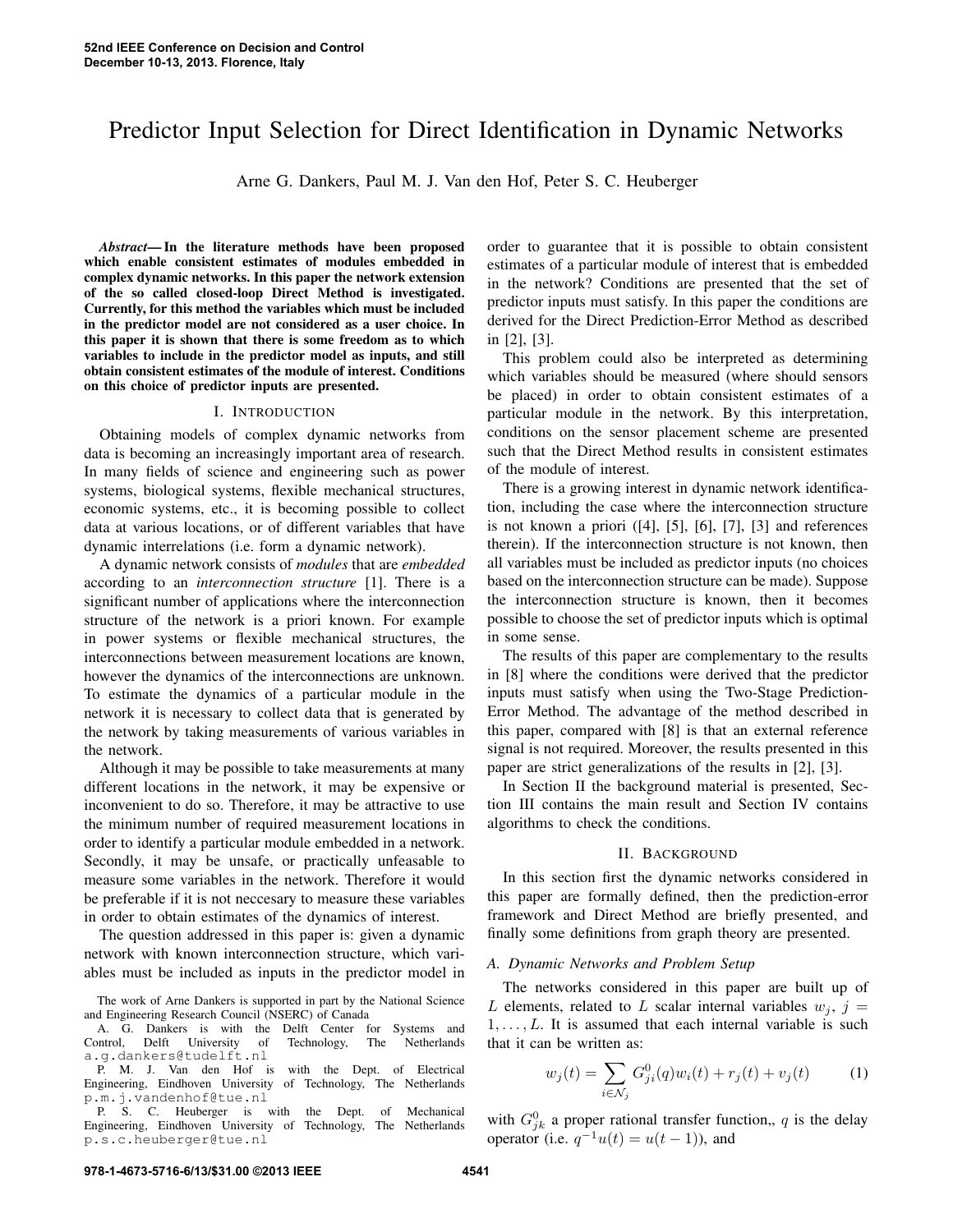# Predictor Input Selection for Direct Identification in Dynamic Networks

Arne G. Dankers, Paul M. J. Van den Hof, Peter S. C. Heuberger

***Abstract*— In the literature methods have been proposed which enable consistent estimates of modules embedded in complex dynamic networks. In this paper the network extension of the so called closed-loop Direct Method is investigated. Currently, for this method the variables which must be included in the predictor model are not considered as a user choice. In this paper it is shown that there is some freedom as to which variables to include in the predictor model as inputs, and still obtain consistent estimates of the module of interest. Conditions on this choice of predictor inputs are presented.**

## I. Introduction

Obtaining models of complex dynamic networks from data is becoming an increasingly important area of research. In many fields of science and engineering such as power systems, biological systems, flexible mechanical structures, economic systems, etc., it is becoming possible to collect data at various locations, or of different variables that have dynamic interrelations (i.e. form a dynamic network).

A dynamic network consists of *modules* that are *embedded* according to an *interconnection structure* [1]. There is a significant number of applications where the interconnection structure of the network is a priori known. For example in power systems or flexible mechanical structures, the interconnections between measurement locations are known, however the dynamics of the interconnections are unknown. To estimate the dynamics of a particular module in the network it is necessary to collect data that is generated by the network by taking measurements of various variables in the network.

Although it may be possible to take measurements at many different locations in the network, it may be expensive or inconvenient to do so. Therefore, it may be attractive to use the minimum number of required measurement locations in order to identify a particular module embedded in a network. Secondly, it may be unsafe, or practically unfeasable to measure some variables in the network. Therefore it would be preferable if it is not neccesary to measure these variables in order to obtain estimates of the dynamics of interest.

The question addressed in this paper is: given a dynamic network with known interconnection structure, which variables must be included as inputs in the predictor model in order to guarantee that it is possible to obtain consistent estimates of a particular module of interest that is embedded in the network? Conditions are presented that the set of predictor inputs must satisfy. In this paper the conditions are derived for the Direct Prediction-Error Method as described in [2], [3].

This problem could also be interpreted as determining which variables should be measured (where should sensors be placed) in order to obtain consistent estimates of a particular module in the network. By this interpretation, conditions on the sensor placement scheme are presented such that the Direct Method results in consistent estimates of the module of interest.

There is a growing interest in dynamic network identification, including the case where the interconnection structure is not known a priori ([4], [5], [6], [7], [3] and references therein). If the interconnection structure is not known, then all variables must be included as predictor inputs (no choices based on the interconnection structure can be made). Suppose the interconnection structure is known, then it becomes possible to choose the set of predictor inputs which is optimal in some sense.

The results of this paper are complementary to the results in [8] where the conditions were derived that the predictor inputs must satisfy when using the Two-Stage Prediction-Error Method. The advantage of the method described in this paper, compared with [8] is that an external reference signal is not required. Moreover, the results presented in this paper are strict generalizations of the results in [2], [3].

In Section II the background material is presented, Section III contains the main result and Section IV contains algorithms to check the conditions.

## II. Background

In this section first the dynamic networks considered in this paper are formally defined, then the prediction-error framework and Direct Method are briefly presented, and finally some definitions from graph theory are presented.

### A. Dynamic Networks and Problem Setup

The networks considered in this paper are built up of $L$ elements, related to $L$ scalar internal variables $w_j$, $j = 1, \ldots, L$. It is assumed that each internal variable is such that it can be written as:

$$w_j(t) = \sum_{i \in \mathcal{N}_j} G^0_{ji}(q) w_i(t) + r_j(t) + v_j(t) \tag{1}$$

with $G^0_{jk}$ a proper rational transfer function,, $q$ is the delay operator (i.e. $q^{-1}u(t) = u(t-1)$), and

The work of Arne Dankers is supported in part by the National Science and Engineering Research Council (NSERC) of Canada

A. G. Dankers is with the Delft Center for Systems and Control, Delft University of Technology, The Netherlands a.g.dankers@tudelft.nl

P. M. J. Van den Hof is with the Dept. of Electrical Engineering, Eindhoven University of Technology, The Netherlands p.m.j.vandenhof@tue.nl

P. S. C. Heuberger is with the Dept. of Mechanical Engineering, Eindhoven University of Technology, The Netherlands p.s.c.heuberger@tue.nl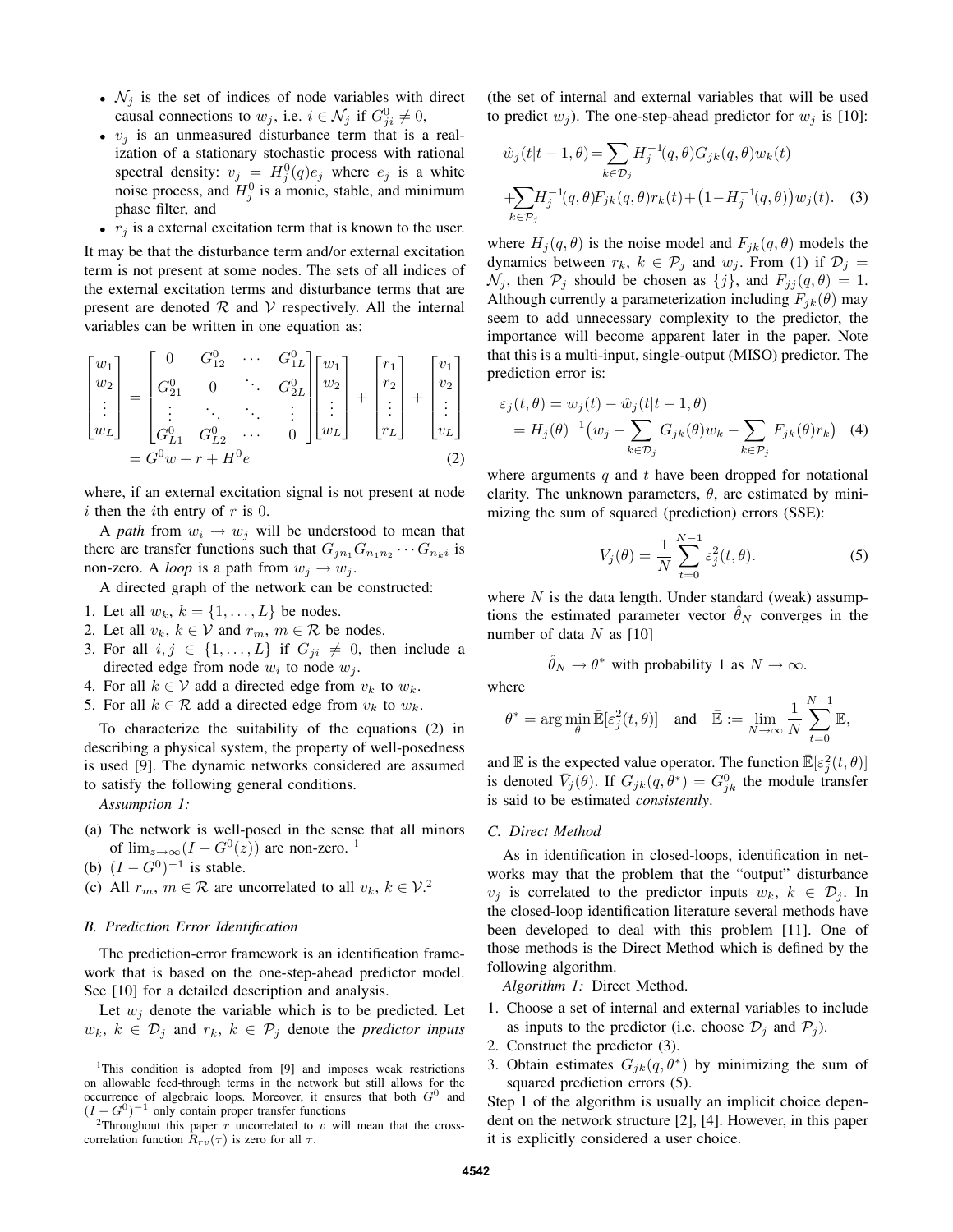- $\mathcal{N}_j$ is the set of indices of node variables with direct causal connections to $w_j$, i.e. $i \in \mathcal{N}_j$ if $G^0_{ji} \neq 0$,
- $v_j$ is an unmeasured disturbance term that is a realization of a stationary stochastic process with rational spectral density: $v_j = H^0_j(q)e_j$ where $e_j$ is a white noise process, and $H^0_j$ is a monic, stable, and minimum phase filter, and
- $r_j$ is a external excitation term that is known to the user.

It may be that the disturbance term and/or external excitation term is not present at some nodes. The sets of all indices of the external excitation terms and disturbance terms that are present are denoted $\mathcal{R}$ and $\mathcal{V}$ respectively. All the internal variables can be written in one equation as:

$$
\begin{bmatrix} w_1 \\ w_2 \\ \vdots \\ w_L \end{bmatrix} = \begin{bmatrix} 0 & G^0_{12} & \cdots & G^0_{1L} \\ G^0_{21} & 0 & \ddots & G^0_{2L} \\ \vdots & \ddots & \ddots & \vdots \\ G^0_{L1} & G^0_{L2} & \cdots & 0 \end{bmatrix} \begin{bmatrix} w_1 \\ w_2 \\ \vdots \\ w_L \end{bmatrix} + \begin{bmatrix} r_1 \\ r_2 \\ \vdots \\ r_L \end{bmatrix} + \begin{bmatrix} v_1 \\ v_2 \\ \vdots \\ v_L \end{bmatrix}
$$
$$
= G^0 w + r + H^0 e \tag{2}
$$

where, if an external excitation signal is not present at node $i$ then the $i$th entry of $r$ is 0.

A *path* from $w_i \to w_j$ will be understood to mean that there are transfer functions such that $G_{jn_1}G_{n_1n_2}\cdots G_{n_ki}$ is non-zero. A *loop* is a path from $w_j \to w_j$.

A directed graph of the network can be constructed:

1. Let all $w_k$, $k = \{1, \dots, L\}$ be nodes.
2. Let all $v_k$, $k \in \mathcal{V}$ and $r_m$, $m \in \mathcal{R}$ be nodes.
3. For all $i, j \in \{1, \dots, L\}$ if $G_{ji} \neq 0$, then include a directed edge from node $w_i$ to node $w_j$.
4. For all $k \in \mathcal{V}$ add a directed edge from $v_k$ to $w_k$.
5. For all $k \in \mathcal{R}$ add a directed edge from $v_k$ to $w_k$.

To characterize the suitability of the equations (2) in describing a physical system, the property of well-posedness is used [9]. The dynamic networks considered are assumed to satisfy the following general conditions.

*Assumption 1:*

(a) The network is well-posed in the sense that all minors of $\lim_{z\to\infty}(I - G^0(z))$ are non-zero. [1]
(b) $(I - G^0)^{-1}$ is stable.
(c) All $r_m$, $m \in \mathcal{R}$ are uncorrelated to all $v_k$, $k \in \mathcal{V}$.[2]

### B. Prediction Error Identification

The prediction-error framework is an identification framework that is based on the one-step-ahead predictor model. See [10] for a detailed description and analysis.

Let $w_j$ denote the variable which is to be predicted. Let $w_k$, $k \in \mathcal{D}_j$ and $r_k$, $k \in \mathcal{P}_j$ denote the *predictor inputs* (the set of internal and external variables that will be used to predict $w_j$). The one-step-ahead predictor for $w_j$ is [10]:

$$
\hat{w}_j(t|t-1,\theta) = \sum_{k\in\mathcal{D}_j} H_j^{-1}(q,\theta)G_{jk}(q,\theta)w_k(t)
$$
$$
+ \sum_{k\in\mathcal{P}_j} H_j^{-1}(q,\theta)F_{jk}(q,\theta)r_k(t) + \big(1 - H_j^{-1}(q,\theta)\big)w_j(t). \tag{3}
$$

where $H_j(q,\theta)$ is the noise model and $F_{jk}(q,\theta)$ models the dynamics between $r_k$, $k \in \mathcal{P}_j$ and $w_j$. From (1) if $\mathcal{D}_j = \mathcal{N}_j$, then $\mathcal{P}_j$ should be chosen as $\{j\}$, and $F_{jj}(q,\theta) = 1$. Although currently a parameterization including $F_{jk}(\theta)$ may seem to add unnecessary complexity to the predictor, the importance will become apparent later in the paper. Note that this is a multi-input, single-output (MISO) predictor. The prediction error is:

$$
\varepsilon_j(t,\theta) = w_j(t) - \hat{w}_j(t|t-1,\theta)
$$
$$
= H_j(\theta)^{-1}\big(w_j - \sum_{k\in\mathcal{D}_j} G_{jk}(\theta)w_k - \sum_{k\in\mathcal{P}_j} F_{jk}(\theta)r_k\big) \tag{4}
$$

where arguments $q$ and $t$ have been dropped for notational clarity. The unknown parameters, $\theta$, are estimated by minimizing the sum of squared (prediction) errors (SSE):

$$
V_j(\theta) = \frac{1}{N}\sum_{t=0}^{N-1} \varepsilon_j^2(t,\theta). \tag{5}
$$

where $N$ is the data length. Under standard (weak) assumptions the estimated parameter vector $\hat{\theta}_N$ converges in the number of data $N$ as [10]

$$
\hat{\theta}_N \to \theta^* \text{ with probability 1 as } N \to \infty.
$$

where

$$
\theta^* = \arg\min_\theta \bar{\mathbb{E}}[\varepsilon_j^2(t,\theta)] \quad \text{and} \quad \bar{\mathbb{E}} := \lim_{N\to\infty} \frac{1}{N}\sum_{t=0}^{N-1} \mathbb{E},
$$

and $\mathbb{E}$ is the expected value operator. The function $\bar{\mathbb{E}}[\varepsilon_j^2(t,\theta)]$ is denoted $\bar{V}_j(\theta)$. If $G_{jk}(q,\theta^*) = G^0_{jk}$ the module transfer is said to be estimated *consistently*.

### C. Direct Method

As in identification in closed-loops, identification in networks may that the problem that the "output" disturbance $v_j$ is correlated to the predictor inputs $w_k$, $k \in \mathcal{D}_j$. In the closed-loop identification literature several methods have been developed to deal with this problem [11]. One of those methods is the Direct Method which is defined by the following algorithm.

*Algorithm 1:* Direct Method.

1. Choose a set of internal and external variables to include as inputs to the predictor (i.e. choose $\mathcal{D}_j$ and $\mathcal{P}_j$).
2. Construct the predictor (3).
3. Obtain estimates $G_{jk}(q,\theta^*)$ by minimizing the sum of squared prediction errors (5).

Step 1 of the algorithm is usually an implicit choice dependent on the network structure [2], [4]. However, in this paper it is explicitly considered a user choice.

[1] This condition is adopted from [9] and imposes weak restrictions on allowable feed-through terms in the network but still allows for the occurrence of algebraic loops. Moreover, it ensures that both $G^0$ and $(I - G^0)^{-1}$ only contain proper transfer functions

[2] Throughout this paper $r$ uncorrelated to $v$ will mean that the cross-correlation function $R_{rv}(\tau)$ is zero for all $\tau$.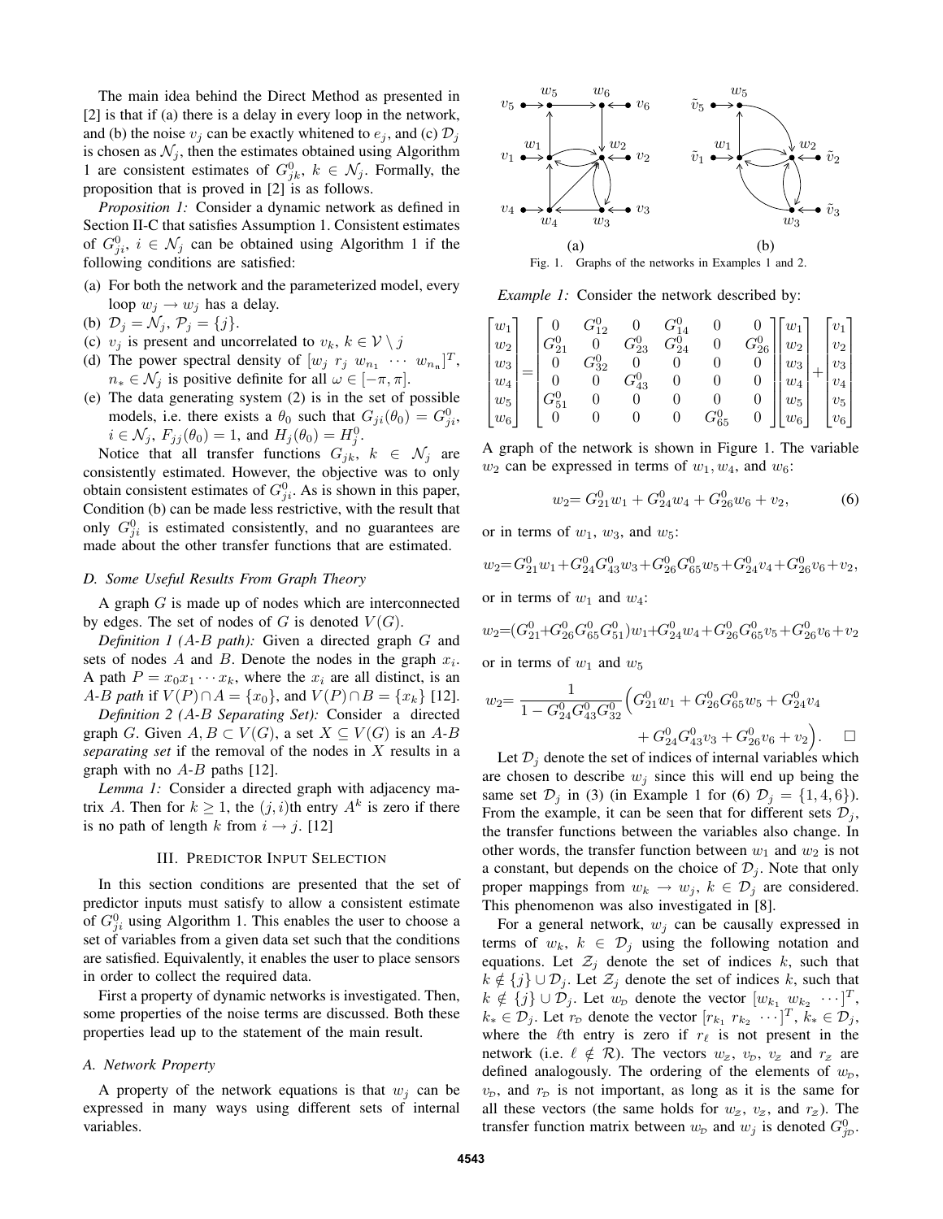The main idea behind the Direct Method as presented in [2] is that if (a) there is a delay in every loop in the network, and (b) the noise $v_j$ can be exactly whitened to $e_j$, and (c) $\mathcal{D}_j$ is chosen as $\mathcal{N}_j$, then the estimates obtained using Algorithm 1 are consistent estimates of $G^0_{jk}$, $k \in \mathcal{N}_j$. Formally, the proposition that is proved in [2] is as follows.

*Proposition 1:* Consider a dynamic network as defined in Section II-C that satisfies Assumption 1. Consistent estimates of $G^0_{ji}$, $i \in \mathcal{N}_j$ can be obtained using Algorithm 1 if the following conditions are satisfied:

(a) For both the network and the parameterized model, every loop $w_j \to w_j$ has a delay.
(b) $\mathcal{D}_j = \mathcal{N}_j$, $\mathcal{P}_j = \{j\}$.
(c) $v_j$ is present and uncorrelated to $v_k$, $k \in \mathcal{V} \setminus j$
(d) The power spectral density of $[w_j \; r_j \; w_{n_1} \; \cdots \; w_{n_n}]^T$, $n_* \in \mathcal{N}_j$ is positive definite for all $\omega \in [-\pi, \pi]$.
(e) The data generating system (2) is in the set of possible models, i.e. there exists a $\theta_0$ such that $G_{ji}(\theta_0) = G^0_{ji}$, $i \in \mathcal{N}_j$, $F_{jj}(\theta_0) = 1$, and $H_j(\theta_0) = H^0_j$.

Notice that all transfer functions $G_{jk}$, $k \in \mathcal{N}_j$ are consistently estimated. However, the objective was to only obtain consistent estimates of $G^0_{ji}$. As is shown in this paper, Condition (b) can be made less restrictive, with the result that only $G^0_{ji}$ is estimated consistently, and no guarantees are made about the other transfer functions that are estimated.

### D. Some Useful Results From Graph Theory

A graph $G$ is made up of nodes which are interconnected by edges. The set of nodes of $G$ is denoted $V(G)$.

*Definition 1 (A-B path):* Given a directed graph $G$ and sets of nodes $A$ and $B$. Denote the nodes in the graph $x_i$. A path $P = x_0 x_1 \cdots x_k$, where the $x_i$ are all distinct, is an *A-B path* if $V(P) \cap A = \{x_0\}$, and $V(P) \cap B = \{x_k\}$ [12].

*Definition 2 (A-B Separating Set):* Consider a directed graph $G$. Given $A, B \subset V(G)$, a set $X \subseteq V(G)$ is an *A-B separating set* if the removal of the nodes in $X$ results in a graph with no $A$-$B$ paths [12].

*Lemma 1:* Consider a directed graph with adjacency matrix $A$. Then for $k \geq 1$, the $(j, i)$th entry $A^k$ is zero if there is no path of length $k$ from $i \to j$. [12]

## III. Predictor Input Selection

In this section conditions are presented that the set of predictor inputs must satisfy to allow a consistent estimate of $G^0_{ji}$ using Algorithm 1. This enables the user to choose a set of variables from a given data set such that the conditions are satisfied. Equivalently, it enables the user to place sensors in order to collect the required data.

First a property of dynamic networks is investigated. Then, some properties of the noise terms are discussed. Both these properties lead up to the statement of the main result.

### A. Network Property

A property of the network equations is that $w_j$ can be expressed in many ways using different sets of internal variables.

Fig. 1. Graphs of the networks in Examples 1 and 2.

*Example 1:* Consider the network described by:

$$\begin{bmatrix} w_1 \\ w_2 \\ w_3 \\ w_4 \\ w_5 \\ w_6 \end{bmatrix} = \begin{bmatrix} 0 & G^0_{12} & 0 & G^0_{14} & 0 & 0 \\ G^0_{21} & 0 & G^0_{23} & G^0_{24} & 0 & G^0_{26} \\ 0 & G^0_{32} & 0 & 0 & 0 & 0 \\ 0 & 0 & G^0_{43} & 0 & 0 & 0 \\ G^0_{51} & 0 & 0 & 0 & 0 & 0 \\ 0 & 0 & 0 & 0 & G^0_{65} & 0 \end{bmatrix} \begin{bmatrix} w_1 \\ w_2 \\ w_3 \\ w_4 \\ w_5 \\ w_6 \end{bmatrix} + \begin{bmatrix} v_1 \\ v_2 \\ v_3 \\ v_4 \\ v_5 \\ v_6 \end{bmatrix}$$

A graph of the network is shown in Figure 1. The variable $w_2$ can be expressed in terms of $w_1, w_4$, and $w_6$:

$$w_2 = G^0_{21} w_1 + G^0_{24} w_4 + G^0_{26} w_6 + v_2, \tag{6}$$

or in terms of $w_1$, $w_3$, and $w_5$:

$$w_2 = G^0_{21} w_1 + G^0_{24} G^0_{43} w_3 + G^0_{26} G^0_{65} w_5 + G^0_{24} v_4 + G^0_{26} v_6 + v_2,$$

or in terms of $w_1$ and $w_4$:

$$w_2 = (G^0_{21} + G^0_{26} G^0_{65} G^0_{51}) w_1 + G^0_{24} w_4 + G^0_{26} G^0_{65} v_5 + G^0_{26} v_6 + v_2$$

or in terms of $w_1$ and $w_5$

$$w_2 = \frac{1}{1 - G^0_{24} G^0_{43} G^0_{32}} \Big( G^0_{21} w_1 + G^0_{26} G^0_{65} w_5 + G^0_{24} v_4 + G^0_{24} G^0_{43} v_3 + G^0_{26} v_6 + v_2 \Big). \qquad \square$$

Let $\mathcal{D}_j$ denote the set of indices of internal variables which are chosen to describe $w_j$ since this will end up being the same set $\mathcal{D}_j$ in (3) (in Example 1 for (6) $\mathcal{D}_j = \{1, 4, 6\}$). From the example, it can be seen that for different sets $\mathcal{D}_j$, the transfer functions between the variables also change. In other words, the transfer function between $w_1$ and $w_2$ is not a constant, but depends on the choice of $\mathcal{D}_j$. Note that only proper mappings from $w_k \to w_j$, $k \in \mathcal{D}_j$ are considered. This phenomenon was also investigated in [8].

For a general network, $w_j$ can be causally expressed in terms of $w_k$, $k \in \mathcal{D}_j$ using the following notation and equations. Let $\mathcal{Z}_j$ denote the set of indices $k$, such that $k \notin \{j\} \cup \mathcal{D}_j$. Let $\mathcal{Z}_j$ denote the set of indices $k$, such that $k \notin \{j\} \cup \mathcal{D}_j$. Let $w_{\mathcal{D}}$ denote the vector $[w_{k_1} \; w_{k_2} \; \cdots]^T$, $k_* \in \mathcal{D}_j$. Let $r_{\mathcal{D}}$ denote the vector $[r_{k_1} \; r_{k_2} \; \cdots]^T$, $k_* \in \mathcal{D}_j$, where the $\ell$th entry is zero if $r_\ell$ is not present in the network (i.e. $\ell \notin \mathcal{R}$). The vectors $w_{\mathcal{Z}}$, $v_{\mathcal{D}}$, $v_{\mathcal{Z}}$ and $r_{\mathcal{Z}}$ are defined analogously. The ordering of the elements of $w_{\mathcal{D}}$, $v_{\mathcal{D}}$, and $r_{\mathcal{D}}$ is not important, as long as it is the same for all these vectors (the same holds for $w_{\mathcal{Z}}$, $v_{\mathcal{Z}}$, and $r_{\mathcal{Z}}$). The transfer function matrix between $w_{\mathcal{D}}$ and $w_j$ is denoted $G^0_{j\mathcal{D}}$.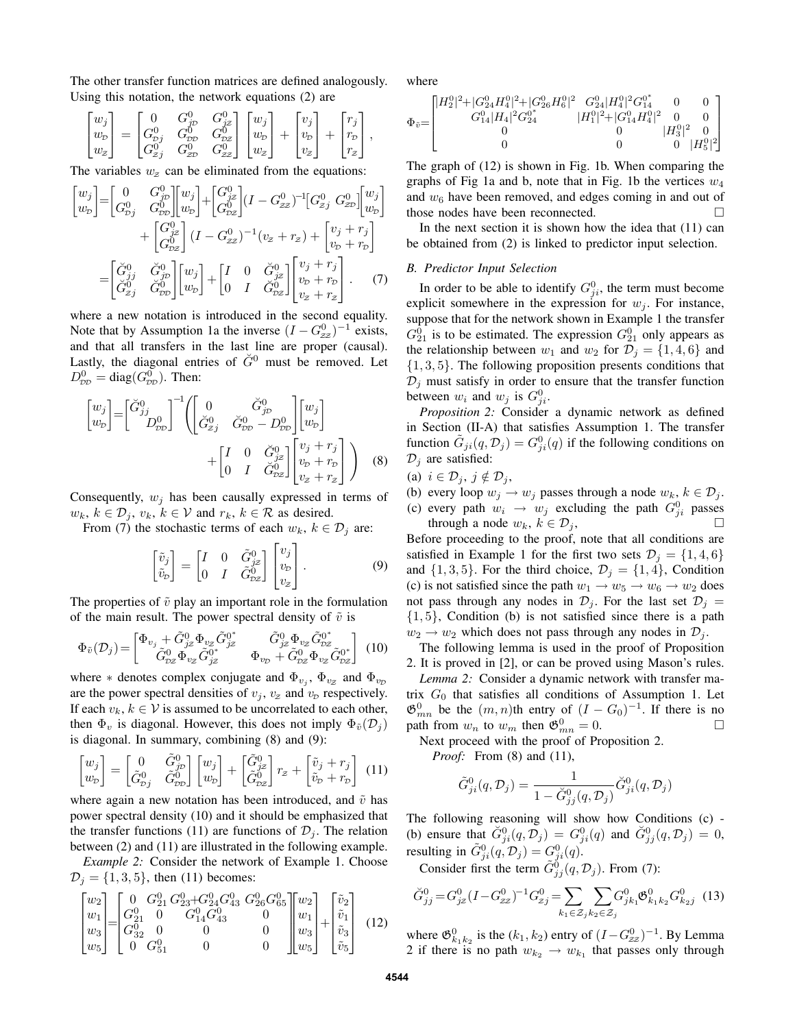The other transfer function matrices are defined analogously. Using this notation, the network equations (2) are

$$\begin{bmatrix} w_j \\ w_{\mathcal{D}} \\ w_{\mathcal{Z}} \end{bmatrix} = \begin{bmatrix} 0 & G^0_{j\mathcal{D}} & G^0_{j\mathcal{Z}} \\ G^0_{\mathcal{D}j} & G^0_{\mathcal{D}\mathcal{D}} & G^0_{\mathcal{D}\mathcal{Z}} \\ G^0_{\mathcal{Z}j} & G^0_{\mathcal{Z}\mathcal{D}} & G^0_{\mathcal{Z}\mathcal{Z}} \end{bmatrix} \begin{bmatrix} w_j \\ w_{\mathcal{D}} \\ w_{\mathcal{Z}} \end{bmatrix} + \begin{bmatrix} v_j \\ v_{\mathcal{D}} \\ v_{\mathcal{Z}} \end{bmatrix} + \begin{bmatrix} r_j \\ r_{\mathcal{D}} \\ r_{\mathcal{Z}} \end{bmatrix},$$

The variables $w_{\mathcal{Z}}$ can be eliminated from the equations:

$$\begin{aligned}\begin{bmatrix} w_j \\ w_{\mathcal{D}} \end{bmatrix} &= \begin{bmatrix} 0 & G^0_{j\mathcal{D}} \\ G^0_{\mathcal{D}j} & G^0_{\mathcal{D}\mathcal{D}} \end{bmatrix}\begin{bmatrix} w_j \\ w_{\mathcal{D}} \end{bmatrix} + \begin{bmatrix} G^0_{j\mathcal{Z}} \\ G^0_{\mathcal{D}\mathcal{Z}} \end{bmatrix}(I-G^0_{\mathcal{Z}\mathcal{Z}})^{-1}\begin{bmatrix} G^0_{\mathcal{Z}j} & G^0_{\mathcal{Z}\mathcal{D}} \end{bmatrix}\begin{bmatrix} w_j \\ w_{\mathcal{D}} \end{bmatrix} \\ &\quad + \begin{bmatrix} G^0_{j\mathcal{Z}} \\ G^0_{\mathcal{D}\mathcal{Z}} \end{bmatrix}(I-G^0_{\mathcal{Z}\mathcal{Z}})^{-1}(v_{\mathcal{Z}}+r_{\mathcal{Z}}) + \begin{bmatrix} v_j + r_j \\ v_{\mathcal{D}} + r_{\mathcal{D}} \end{bmatrix} \\ &= \begin{bmatrix} \breve{G}^0_{jj} & \breve{G}^0_{j\mathcal{D}} \\ \breve{G}^0_{\mathcal{Z}j} & \breve{G}^0_{\mathcal{D}\mathcal{D}} \end{bmatrix}\begin{bmatrix} w_j \\ w_{\mathcal{D}} \end{bmatrix} + \begin{bmatrix} I & 0 & \breve{G}^0_{j\mathcal{Z}} \\ 0 & I & \breve{G}^0_{\mathcal{D}\mathcal{Z}} \end{bmatrix}\begin{bmatrix} v_j + r_j \\ v_{\mathcal{D}} + r_{\mathcal{D}} \\ v_{\mathcal{Z}} + r_{\mathcal{Z}} \end{bmatrix}. \end{aligned} \quad (7)$$

where a new notation is introduced in the second equality. Note that by Assumption 1a the inverse $(I - G^0_{\mathcal{Z}\mathcal{Z}})^{-1}$ exists, and that all transfers in the last line are proper (causal). Lastly, the diagonal entries of $\breve{G}^0$ must be removed. Let $D^0_{\mathcal{D}\mathcal{D}} = \text{diag}(G^0_{\mathcal{D}\mathcal{D}})$. Then:

$$\begin{bmatrix} w_j \\ w_{\mathcal{D}} \end{bmatrix} = \begin{bmatrix} \breve{G}^0_{jj} & \\ & D^0_{\mathcal{D}\mathcal{D}} \end{bmatrix}^{-1}\left( \begin{bmatrix} 0 & \breve{G}^0_{j\mathcal{D}} \\ \breve{G}^0_{\mathcal{Z}j} & \breve{G}^0_{\mathcal{D}\mathcal{D}} - D^0_{\mathcal{D}\mathcal{D}} \end{bmatrix}\begin{bmatrix} w_j \\ w_{\mathcal{D}} \end{bmatrix} + \begin{bmatrix} I & 0 & \breve{G}^0_{j\mathcal{Z}} \\ 0 & I & \breve{G}^0_{\mathcal{D}\mathcal{Z}} \end{bmatrix}\begin{bmatrix} v_j + r_j \\ v_{\mathcal{D}} + r_{\mathcal{D}} \\ v_{\mathcal{Z}} + r_{\mathcal{Z}} \end{bmatrix} \right) \quad (8)$$

Consequently, $w_j$ has been causally expressed in terms of $w_k$, $k \in \mathcal{D}_j$, $v_k$, $k \in \mathcal{V}$ and $r_k$, $k \in \mathcal{R}$ as desired.

From (7) the stochastic terms of each $w_k$, $k \in \mathcal{D}_j$ are:

$$\begin{bmatrix} \tilde{v}_j \\ \tilde{v}_{\mathcal{D}} \end{bmatrix} = \begin{bmatrix} I & 0 & \tilde{G}^0_{j\mathcal{Z}} \\ 0 & I & \tilde{G}^0_{\mathcal{D}\mathcal{Z}} \end{bmatrix}\begin{bmatrix} v_j \\ v_{\mathcal{D}} \\ v_{\mathcal{Z}} \end{bmatrix}. \quad (9)$$

The properties of $\tilde{v}$ play an important role in the formulation of the main result. The power spectral density of $\tilde{v}$ is

$$\Phi_{\tilde{v}}(\mathcal{D}_j) = \begin{bmatrix} \Phi_{v_j} + \tilde{G}^0_{j\mathcal{Z}}\Phi_{v_{\mathcal{Z}}}\tilde{G}^{0^*}_{j\mathcal{Z}} & \tilde{G}^0_{j\mathcal{Z}}\Phi_{v_{\mathcal{Z}}}\tilde{G}^{0^*}_{\mathcal{D}\mathcal{Z}} \\ \tilde{G}^0_{\mathcal{D}\mathcal{Z}}\Phi_{v_{\mathcal{Z}}}\tilde{G}^{0^*}_{j\mathcal{Z}} & \Phi_{v_{\mathcal{D}}} + \tilde{G}^0_{\mathcal{D}\mathcal{Z}}\Phi_{v_{\mathcal{Z}}}\tilde{G}^{0^*}_{\mathcal{D}\mathcal{Z}} \end{bmatrix} \quad (10)$$

where $*$ denotes complex conjugate and $\Phi_{v_j}$, $\Phi_{v_{\mathcal{Z}}}$ and $\Phi_{v_{\mathcal{D}}}$ are the power spectral densities of $v_j$, $v_{\mathcal{Z}}$ and $v_{\mathcal{D}}$ respectively. If each $v_k$, $k \in \mathcal{V}$ is assumed to be uncorrelated to each other, then $\Phi_v$ is diagonal. However, this does not imply $\Phi_{\tilde{v}}(\mathcal{D}_j)$ is diagonal. In summary, combining (8) and (9):

$$\begin{bmatrix} w_j \\ w_{\mathcal{D}} \end{bmatrix} = \begin{bmatrix} 0 & \tilde{G}^0_{j\mathcal{D}} \\ \tilde{G}^0_{\mathcal{D}j} & \tilde{G}^0_{\mathcal{D}\mathcal{D}} \end{bmatrix}\begin{bmatrix} w_j \\ w_{\mathcal{D}} \end{bmatrix} + \begin{bmatrix} \tilde{G}^0_{j\mathcal{Z}} \\ \tilde{G}^0_{\mathcal{D}\mathcal{Z}} \end{bmatrix} r_{\mathcal{Z}} + \begin{bmatrix} \tilde{v}_j + r_j \\ \tilde{v}_{\mathcal{D}} + r_{\mathcal{D}} \end{bmatrix} \quad (11)$$

where again a new notation has been introduced, and $\tilde{v}$ has power spectral density (10) and it should be emphasized that the transfer functions (11) are functions of $\mathcal{D}_j$. The relation between (2) and (11) are illustrated in the following example.

*Example 2:* Consider the network of Example 1. Choose $\mathcal{D}_j = \{1, 3, 5\}$, then (11) becomes:

$$\begin{bmatrix} w_2 \\ w_1 \\ w_3 \\ w_5 \end{bmatrix} = \begin{bmatrix} 0 & G^0_{21} & G^0_{23}+G^0_{24}G^0_{43} & G^0_{26}G^0_{65} \\ G^0_{21} & 0 & G^0_{14}G^0_{43} & 0 \\ G^0_{32} & 0 & 0 & 0 \\ 0 & G^0_{51} & 0 & 0 \end{bmatrix}\begin{bmatrix} w_2 \\ w_1 \\ w_3 \\ w_5 \end{bmatrix} + \begin{bmatrix} \tilde{v}_2 \\ \tilde{v}_1 \\ \tilde{v}_3 \\ \tilde{v}_5 \end{bmatrix} \quad (12)$$

where

$$\Phi_{\tilde{v}} = \begin{bmatrix} |H^0_2|^2 + |G^0_{24}H^0_4|^2 + |G^0_{26}H^0_6|^2 & G^0_{24}|H^0_4|^2 G^{0^*}_{14} & 0 & 0 \\ G^0_{14}|H_4|^2 G^{0^*}_{24} & |H^0_1|^2 + |G^0_{14}H^0_4|^2 & 0 & 0 \\ 0 & 0 & |H^0_3|^2 & 0 \\ 0 & 0 & 0 & |H^0_5|^2 \end{bmatrix}$$

The graph of (12) is shown in Fig. 1b. When comparing the graphs of Fig 1a and b, note that in Fig. 1b the vertices $w_4$ and $w_6$ have been removed, and edges coming in and out of those nodes have been reconnected. $\square$

In the next section it is shown how the idea that (11) can be obtained from (2) is linked to predictor input selection.

### B. Predictor Input Selection

In order to be able to identify $G^0_{ji}$, the term must become explicit somewhere in the expression for $w_j$. For instance, suppose that for the network shown in Example 1 the transfer $G^0_{21}$ is to be estimated. The expression $G^0_{21}$ only appears as the relationship between $w_1$ and $w_2$ for $\mathcal{D}_j = \{1, 4, 6\}$ and $\{1, 3, 5\}$. The following proposition presents conditions that $\mathcal{D}_j$ must satisfy in order to ensure that the transfer function between $w_i$ and $w_j$ is $G^0_{ji}$.

*Proposition 2:* Consider a dynamic network as defined in Section (II-A) that satisfies Assumption 1. The transfer function $\tilde{G}_{ji}(q, \mathcal{D}_j) = G^0_{ji}(q)$ if the following conditions on $\mathcal{D}_j$ are satisfied:

(a) $i \in \mathcal{D}_j$, $j \notin \mathcal{D}_j$,
(b) every loop $w_j \to w_j$ passes through a node $w_k$, $k \in \mathcal{D}_j$.
(c) every path $w_i \to w_j$ excluding the path $G^0_{ji}$ passes through a node $w_k$, $k \in \mathcal{D}_j$, $\square$

Before proceeding to the proof, note that all conditions are satisfied in Example 1 for the first two sets $\mathcal{D}_j = \{1, 4, 6\}$ and $\{1, 3, 5\}$. For the third choice, $\mathcal{D}_j = \{1, 4\}$, Condition (c) is not satisfied since the path $w_1 \to w_5 \to w_6 \to w_2$ does not pass through any nodes in $\mathcal{D}_j$. For the last set $\mathcal{D}_j = \{1, 5\}$, Condition (b) is not satisfied since there is a path $w_2 \to w_2$ which does not pass through any nodes in $\mathcal{D}_j$.

The following lemma is used in the proof of Proposition 2. It is proved in [2], or can be proved using Mason's rules.

*Lemma 2:* Consider a dynamic network with transfer matrix $G_0$ that satisfies all conditions of Assumption 1. Let $\mathfrak{G}^0_{mn}$ be the $(m, n)$th entry of $(I - G_0)^{-1}$. If there is no path from $w_n$ to $w_m$ then $\mathfrak{G}^0_{mn} = 0$. $\square$

Next proceed with the proof of Proposition 2.

*Proof:* From (8) and (11),

$$\tilde{G}^0_{ji}(q, \mathcal{D}_j) = \frac{1}{1 - \breve{G}^0_{jj}(q, \mathcal{D}_j)}\breve{G}^0_{ji}(q, \mathcal{D}_j)$$

The following reasoning will show how Conditions (c) - (b) ensure that $\breve{G}^0_{ji}(q, \mathcal{D}_j) = G^0_{ji}(q)$ and $\breve{G}^0_{jj}(q, \mathcal{D}_j) = 0$, resulting in $\tilde{G}^0_{ji}(q, \mathcal{D}_j) = G^0_{ji}(q)$.

Consider first the term $\tilde{G}^0_{jj}(q, \mathcal{D}_j)$. From (7):

$$\breve{G}^0_{jj} = G^0_{j\mathcal{Z}}(I - G^0_{\mathcal{Z}\mathcal{Z}})^{-1}G^0_{\mathcal{Z}j} = \sum_{k_1 \in \mathcal{Z}_j}\sum_{k_2 \in \mathcal{Z}_j} G^0_{jk_1}\mathfrak{G}^0_{k_1k_2}G^0_{k_2j} \quad (13)$$

where $\mathfrak{G}^0_{k_1k_2}$ is the $(k_1, k_2)$ entry of $(I - G^0_{\mathcal{Z}\mathcal{Z}})^{-1}$. By Lemma 2 if there is no path $w_{k_2} \to w_{k_1}$ that passes only through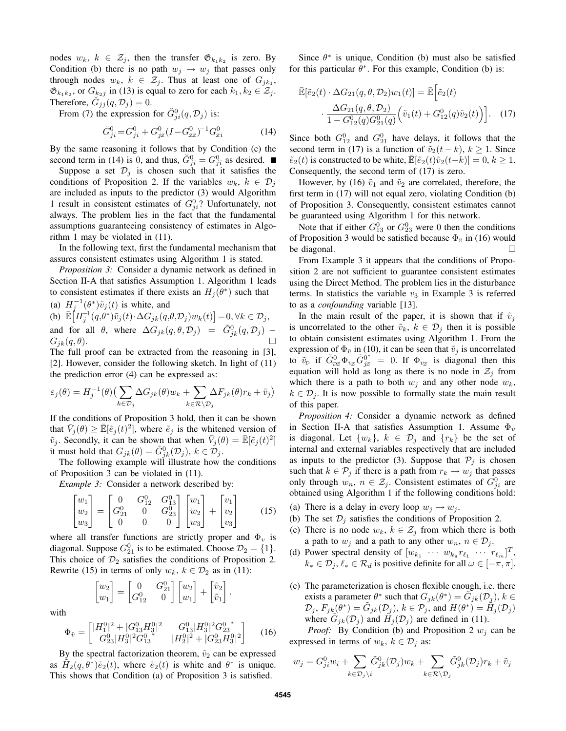nodes $w_k$, $k \in \mathcal{Z}_j$, then the transfer $\mathfrak{G}_{k_1k_2}$ is zero. By Condition (b) there is no path $w_j \to w_j$ that passes only through nodes $w_k$, $k \in \mathcal{Z}_j$. Thus at least one of $G_{jk_1}$, $\mathfrak{G}_{k_1k_2}$, or $G_{k_2j}$ in (13) is equal to zero for each $k_1, k_2 \in \mathcal{Z}_j$. Therefore, $\breve{G}_{jj}(q, \mathcal{D}_j) = 0$.

From (7) the expression for $\breve{G}^0_{ji}(q, \mathcal{D}_j)$ is:

$$\breve{G}^0_{ji} = G^0_{ji} + G^0_{j\mathcal{Z}}(I - G^0_{\mathcal{Z}\mathcal{Z}})^{-1}G^0_{\mathcal{Z}i} \tag{14}$$

By the same reasoning it follows that by Condition (c) the second term in (14) is 0, and thus, $\breve{G}^0_{ji} = G^0_{ji}$ as desired. ■

Suppose a set $\mathcal{D}_j$ is chosen such that it satisfies the conditions of Proposition 2. If the variables $w_k$, $k \in \mathcal{D}_j$ are included as inputs to the predictor (3) would Algorithm 1 result in consistent estimates of $G^0_{ji}$? Unfortunately, not always. The problem lies in the fact that the fundamental assumptions guaranteeing consistency of estimates in Algorithm 1 may be violated in (11).

In the following text, first the fundamental mechanism that assures consistent estimates using Algorithm 1 is stated.

*Proposition 3:* Consider a dynamic network as defined in Section II-A that satisfies Assumption 1. Algorithm 1 leads to consistent estimates if there exists an $H_j(\theta^*)$ such that

(a) $H_j^{-1}(\theta^*)\tilde{v}_j(t)$ is white, and

(b) $\bar{\mathbb{E}}\big[H_j^{-1}(q,\theta^*)\tilde{v}_j(t) \cdot \Delta G_{jk}(q,\theta,\mathcal{D}_j)w_k(t)\big] = 0, \forall k \in \mathcal{D}_j$,

and for all $\theta$, where $\Delta G_{jk}(q, \theta, \mathcal{D}_j) = \tilde{G}^0_{jk}(q, \mathcal{D}_j) - G_{jk}(q, \theta)$. □

The full proof can be extracted from the reasoning in [3], [2]. However, consider the following sketch. In light of (11) the prediction error (4) can be expressed as:

$$\varepsilon_j(\theta) = H_j^{-1}(\theta)\big(\sum_{k\in\mathcal{D}_j} \Delta G_{jk}(\theta)w_k + \sum_{k\in\mathcal{R}\setminus\mathcal{D}_j} \Delta F_{jk}(\theta)r_k + \tilde{v}_j\big)$$

If the conditions of Proposition 3 hold, then it can be shown that $\bar{V}_j(\theta) \geq \bar{\mathbb{E}}[\tilde{e}_j(t)^2]$, where $\tilde{e}_j$ is the whitened version of $\tilde{v}_j$. Secondly, it can be shown that when $\bar{V}_j(\theta) = \bar{\mathbb{E}}[\tilde{e}_j(t)^2]$ it must hold that $G_{jk}(\theta) = \tilde{G}^0_{jk}(\mathcal{D}_j)$, $k \in \mathcal{D}_j$.

The following example will illustrate how the conditions of Proposition 3 can be violated in (11).

*Example 3:* Consider a network described by:

$$\begin{bmatrix} w_1 \\ w_2 \\ w_3 \end{bmatrix} = \begin{bmatrix} 0 & G^0_{12} & G^0_{13} \\ G^0_{21} & 0 & G^0_{23} \\ 0 & 0 & 0 \end{bmatrix} \begin{bmatrix} w_1 \\ w_2 \\ w_3 \end{bmatrix} + \begin{bmatrix} v_1 \\ v_2 \\ v_3 \end{bmatrix} \tag{15}$$

where all transfer functions are strictly proper and $\Phi_v$ is diagonal. Suppose $G^0_{21}$ is to be estimated. Choose $\mathcal{D}_2 = \{1\}$. This choice of $\mathcal{D}_2$ satisfies the conditions of Proposition 2. Rewrite (15) in terms of only $w_k$, $k \in \mathcal{D}_2$ as in (11):

$$\begin{bmatrix} w_2 \\ w_1 \end{bmatrix} = \begin{bmatrix} 0 & G^0_{21} \\ G^0_{12} & 0 \end{bmatrix} \begin{bmatrix} w_2 \\ w_1 \end{bmatrix} + \begin{bmatrix} \tilde{v}_2 \\ \tilde{v}_1 \end{bmatrix}.$$

with

$$\Phi_{\tilde{v}} = \begin{bmatrix} |H^0_1|^2 + |G^0_{13}H^0_3|^2 & G^0_{13}|H^0_3|^2 {G^0_{23}}^* \\ G^0_{23}|H^0_3|^2 {G^0_{13}}^* & |H^0_2|^2 + |G^0_{23}H^0_3|^2 \end{bmatrix} \tag{16}$$

By the spectral factorization theorem, $\tilde{v}_2$ can be expressed as $\tilde{H}_2(q, \theta^*)\tilde{e}_2(t)$, where $\tilde{e}_2(t)$ is white and $\theta^*$ is unique. This shows that Condition (a) of Proposition 3 is satisfied.

Since $\theta^*$ is unique, Condition (b) must also be satisfied for this particular $\theta^*$. For this example, Condition (b) is:

$$\bar{\mathbb{E}}[\tilde{e}_2(t) \cdot \Delta G_{21}(q, \theta, \mathcal{D}_2)w_1(t)] = \bar{\mathbb{E}}\Big[\tilde{e}_2(t) \cdot \frac{\Delta G_{21}(q, \theta, \mathcal{D}_2)}{1 - G^0_{12}(q)G^0_{21}(q)}\Big(\tilde{v}_1(t) + G^0_{12}(q)\tilde{v}_2(t)\Big)\Big]. \tag{17}$$

Since both $G^0_{12}$ and $G^0_{21}$ have delays, it follows that the second term in (17) is a function of $\tilde{v}_2(t-k)$, $k \geq 1$. Since $\tilde{e}_2(t)$ is constructed to be white, $\bar{\mathbb{E}}[\tilde{e}_2(t)\tilde{v}_2(t-k)] = 0$, $k \geq 1$. Consequently, the second term of (17) is zero.

However, by (16) $\tilde{v}_1$ and $\tilde{v}_2$ are correlated, therefore, the first term in (17) will not equal zero, violating Condition (b) of Proposition 3. Consequently, consistent estimates cannot be guaranteed using Algorithm 1 for this network.

Note that if either $G^0_{13}$ or $G^0_{23}$ were 0 then the conditions of Proposition 3 would be satisfied because $\Phi_{\tilde{v}}$ in (16) would be diagonal. □

From Example 3 it appears that the conditions of Proposition 2 are not sufficient to guarantee consistent estimates using the Direct Method. The problem lies in the disturbance terms. In statistics the variable $v_3$ in Example 3 is referred to as a *confounding* variable [13].

In the main result of the paper, it is shown that if $\tilde{v}_j$ is uncorrelated to the other $\tilde{v}_k$, $k \in \mathcal{D}_j$ then it is possible to obtain consistent estimates using Algorithm 1. From the expression of $\Phi_{\tilde{v}}$ in (10), it can be seen that $\tilde{v}_j$ is uncorrelated to $\tilde{v}_{\mathcal{D}}$ if $\tilde{G}^0_{\mathcal{D}\mathcal{Z}}\Phi_{v_{\mathcal{Z}}}\tilde{G}^{0^*}_{j\mathcal{Z}} = 0$. If $\Phi_{v_{\mathcal{Z}}}$ is diagonal then this equation will hold as long as there is no node in $\mathcal{Z}_j$ from which there is a path to both $w_j$ and any other node $w_k$, $k \in \mathcal{D}_j$. It is now possible to formally state the main result of this paper.

*Proposition 4:* Consider a dynamic network as defined in Section II-A that satisfies Assumption 1. Assume $\Phi_v$ is diagonal. Let $\{w_k\}$, $k \in \mathcal{D}_j$ and $\{r_k\}$ be the set of internal and external variables respectively that are included as inputs to the predictor (3). Suppose that $\mathcal{P}_j$ is chosen such that $k \in \mathcal{P}_j$ if there is a path from $r_k \to w_j$ that passes only through $w_n$, $n \in \mathcal{Z}_j$. Consistent estimates of $G^0_{ji}$ are obtained using Algorithm 1 if the following conditions hold:

(a) There is a delay in every loop $w_j \to w_j$.

(b) The set $\mathcal{D}_j$ satisfies the conditions of Proposition 2.

(c) There is no node $w_k$, $k \in \mathcal{Z}_j$ from which there is both a path to $w_j$ and a path to any other $w_n$, $n \in \mathcal{D}_j$.

(d) Power spectral density of $[w_{k_1} \ \cdots \ w_{k_n} r_{\ell_1} \ \cdots \ r_{\ell_m}]^T$, $k_* \in \mathcal{D}_j$, $\ell_* \in \mathcal{R}_d$ is positive definite for all $\omega \in [-\pi, \pi]$.

(e) The parameterization is chosen flexible enough, i.e. there exists a parameter $\theta^*$ such that $G_{jk}(\theta^*) = \tilde{G}_{jk}(\mathcal{D}_j)$, $k \in \mathcal{D}_j$, $F_{jk}(\theta^*) = \tilde{G}_{jk}(\mathcal{D}_j)$, $k \in \mathcal{P}_j$, and $H(\theta^*) = \tilde{H}_j(\mathcal{D}_j)$ where $\tilde{G}_{jk}(\mathcal{D}_j)$ and $\tilde{H}_j(\mathcal{D}_j)$ are defined in (11).

*Proof:* By Condition (b) and Proposition 2 $w_j$ can be expressed in terms of $w_k$, $k \in \mathcal{D}_j$ as:

$$w_j = G^0_{ji}w_i + \sum_{k\in\mathcal{D}_j\setminus i} \tilde{G}^0_{jk}(\mathcal{D}_j)w_k + \sum_{k\in\mathcal{R}\setminus\mathcal{D}_j} \tilde{G}^0_{jk}(\mathcal{D}_j)r_k + \tilde{v}_j$$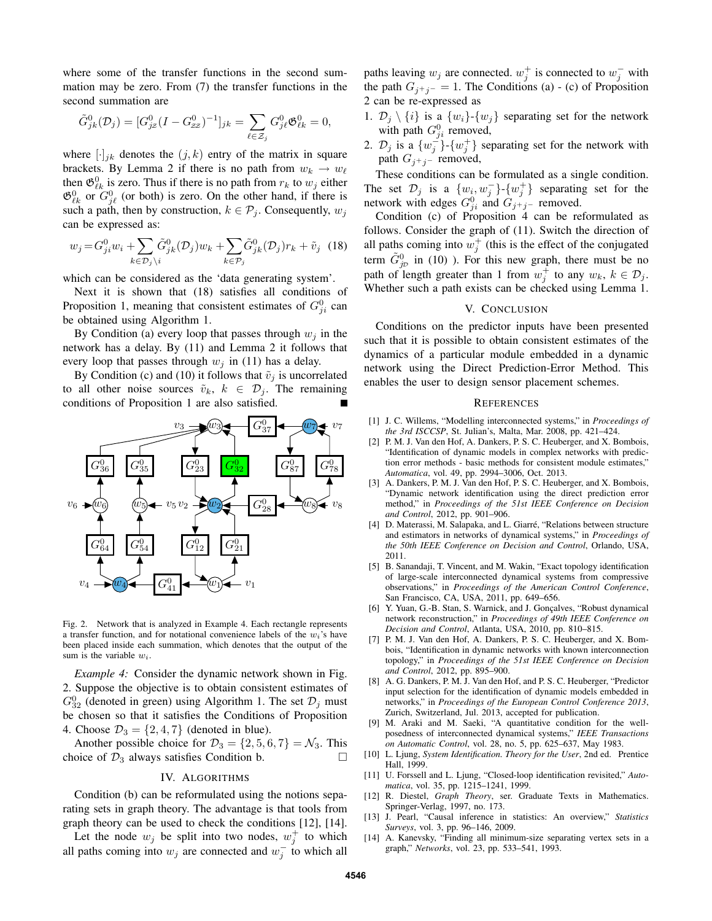where some of the transfer functions in the second summation may be zero. From (7) the transfer functions in the second summation are

$$\tilde{G}^0_{jk}(\mathcal{D}_j) = [G^0_{jz}(I - G^0_{zz})^{-1}]_{jk} = \sum_{\ell \in \mathcal{Z}_j} G^0_{j\ell}\mathfrak{G}^0_{\ell k} = 0,$$

where $[\cdot]_{jk}$ denotes the $(j,k)$ entry of the matrix in square brackets. By Lemma 2 if there is no path from $w_k \to w_\ell$ then $\mathfrak{G}^0_{\ell k}$ is zero. Thus if there is no path from $r_k$ to $w_j$ either $\mathfrak{G}^0_{\ell k}$ or $G^0_{j\ell}$ (or both) is zero. On the other hand, if there is such a path, then by construction, $k \in \mathcal{P}_j$. Consequently, $w_j$ can be expressed as:

$$w_j = G^0_{ji}w_i + \sum_{k \in \mathcal{D}_j \setminus i} \tilde{G}^0_{jk}(\mathcal{D}_j)w_k + \sum_{k \in \mathcal{P}_j} \tilde{G}^0_{jk}(\mathcal{D}_j)r_k + \tilde{v}_j \quad (18)$$

which can be considered as the 'data generating system'.

Next it is shown that (18) satisfies all conditions of Proposition 1, meaning that consistent estimates of $G^0_{ji}$ can be obtained using Algorithm 1.

By Condition (a) every loop that passes through $w_j$ in the network has a delay. By (11) and Lemma 2 it follows that every loop that passes through $w_j$ in (11) has a delay.

By Condition (c) and (10) it follows that $\tilde{v}_j$ is uncorrelated to all other noise sources $\tilde{v}_k$, $k \in \mathcal{D}_j$. The remaining conditions of Proposition 1 are also satisfied. ∎

$v_3$, $w_3$, $G^0_{37}$, $w_7$, $v_7$, $G^0_{36}$, $G^0_{35}$, $G^0_{23}$, $G^0_{32}$, $G^0_{87}$, $G^0_{78}$, $v_6$, $w_6$, $w_5$, $v_5$, $v_2$, $w_2$, $G^0_{28}$, $w_8$, $v_8$, $G^0_{64}$, $G^0_{54}$, $G^0_{12}$, $G^0_{21}$, $v_4$, $w_4$, $G^0_{41}$, $w_1$, $v_1$

Fig. 2. Network that is analyzed in Example 4. Each rectangle represents a transfer function, and for notational convenience labels of the $w_i$'s have been placed inside each summation, which denotes that the output of the sum is the variable $w_i$.

*Example 4:* Consider the dynamic network shown in Fig. 2. Suppose the objective is to obtain consistent estimates of $G^0_{32}$ (denoted in green) using Algorithm 1. The set $\mathcal{D}_j$ must be chosen so that it satisfies the Conditions of Proposition 4. Choose $\mathcal{D}_3 = \{2, 4, 7\}$ (denoted in blue).

Another possible choice for $\mathcal{D}_3 = \{2, 5, 6, 7\} = \mathcal{N}_3$. This choice of $\mathcal{D}_3$ always satisfies Condition b. □

## IV. Algorithms

Condition (b) can be reformulated using the notions separating sets in graph theory. The advantage is that tools from graph theory can be used to check the conditions [12], [14].

Let the node $w_j$ be split into two nodes, $w^+_j$ to which all paths coming into $w_j$ are connected and $w^-_j$ to which all paths leaving $w_j$ are connected. $w^+_j$ is connected to $w^-_j$ with the path $G_{j^+j^-} = 1$. The Conditions (a) - (c) of Proposition 2 can be re-expressed as

1. $\mathcal{D}_j \setminus \{i\}$ is a $\{w_i\}$-$\{w_j\}$ separating set for the network with path $G^0_{ji}$ removed,
2. $\mathcal{D}_j$ is a $\{w^-_j\}$-$\{w^+_j\}$ separating set for the network with path $G_{j^+j^-}$ removed,

These conditions can be formulated as a single condition. The set $\mathcal{D}_j$ is a $\{w_i, w^-_j\}$-$\{w^+_j\}$ separating set for the network with edges $G^0_{ji}$ and $G_{j^+j^-}$ removed.

Condition (c) of Proposition 4 can be reformulated as follows. Consider the graph of (11). Switch the direction of all paths coming into $w^+_j$ (this is the effect of the conjugated term $\tilde{G}^0_{j\mathcal{D}}$ in (10) ). For this new graph, there must be no path of length greater than 1 from $w^+_j$ to any $w_k$, $k \in \mathcal{D}_j$. Whether such a path exists can be checked using Lemma 1.

## V. Conclusion

Conditions on the predictor inputs have been presented such that it is possible to obtain consistent estimates of the dynamics of a particular module embedded in a dynamic network using the Direct Prediction-Error Method. This enables the user to design sensor placement schemes.

## References

[1] J. C. Willems, "Modelling interconnected systems," in *Proceedings of the 3rd ISCCSP*, St. Julian's, Malta, Mar. 2008, pp. 421–424.

[2] P. M. J. Van den Hof, A. Dankers, P. S. C. Heuberger, and X. Bombois, "Identification of dynamic models in complex networks with prediction error methods - basic methods for consistent module estimates," *Automatica*, vol. 49, pp. 2994–3006, Oct. 2013.

[3] A. Dankers, P. M. J. Van den Hof, P. S. C. Heuberger, and X. Bombois, "Dynamic network identification using the direct prediction error method," in *Proceedings of the 51st IEEE Conference on Decision and Control*, 2012, pp. 901–906.

[4] D. Materassi, M. Salapaka, and L. Giarré, "Relations between structure and estimators in networks of dynamical systems," in *Proceedings of the 50th IEEE Conference on Decision and Control*, Orlando, USA, 2011.

[5] B. Sanandaji, T. Vincent, and M. Wakin, "Exact topology identification of large-scale interconnected dynamical systems from compressive observations," in *Proceedings of the American Control Conference*, San Francisco, CA, USA, 2011, pp. 649–656.

[6] Y. Yuan, G.-B. Stan, S. Warnick, and J. Gonçalves, "Robust dynamical network reconstruction," in *Proceedings of 49th IEEE Conference on Decision and Control*, Atlanta, USA, 2010, pp. 810–815.

[7] P. M. J. Van den Hof, A. Dankers, P. S. C. Heuberger, and X. Bombois, "Identification in dynamic networks with known interconnection topology," in *Proceedings of the 51st IEEE Conference on Decision and Control*, 2012, pp. 895–900.

[8] A. G. Dankers, P. M. J. Van den Hof, and P. S. C. Heuberger, "Predictor input selection for the identification of dynamic models embedded in networks," in *Proceedings of the European Control Conference 2013*, Zurich, Switzerland, Jul. 2013, accepted for publication.

[9] M. Araki and M. Saeki, "A quantitative condition for the well-posedness of interconnected dynamical systems," *IEEE Transactions on Automatic Control*, vol. 28, no. 5, pp. 625–637, May 1983.

[10] L. Ljung, *System Identification. Theory for the User*, 2nd ed. Prentice Hall, 1999.

[11] U. Forssell and L. Ljung, "Closed-loop identification revisited," *Automatica*, vol. 35, pp. 1215–1241, 1999.

[12] R. Diestel, *Graph Theory*, ser. Graduate Texts in Mathematics. Springer-Verlag, 1997, no. 173.

[13] J. Pearl, "Causal inference in statistics: An overview," *Statistics Surveys*, vol. 3, pp. 96–146, 2009.

[14] A. Kanevsky, "Finding all minimum-size separating vertex sets in a graph," *Networks*, vol. 23, pp. 533–541, 1993.